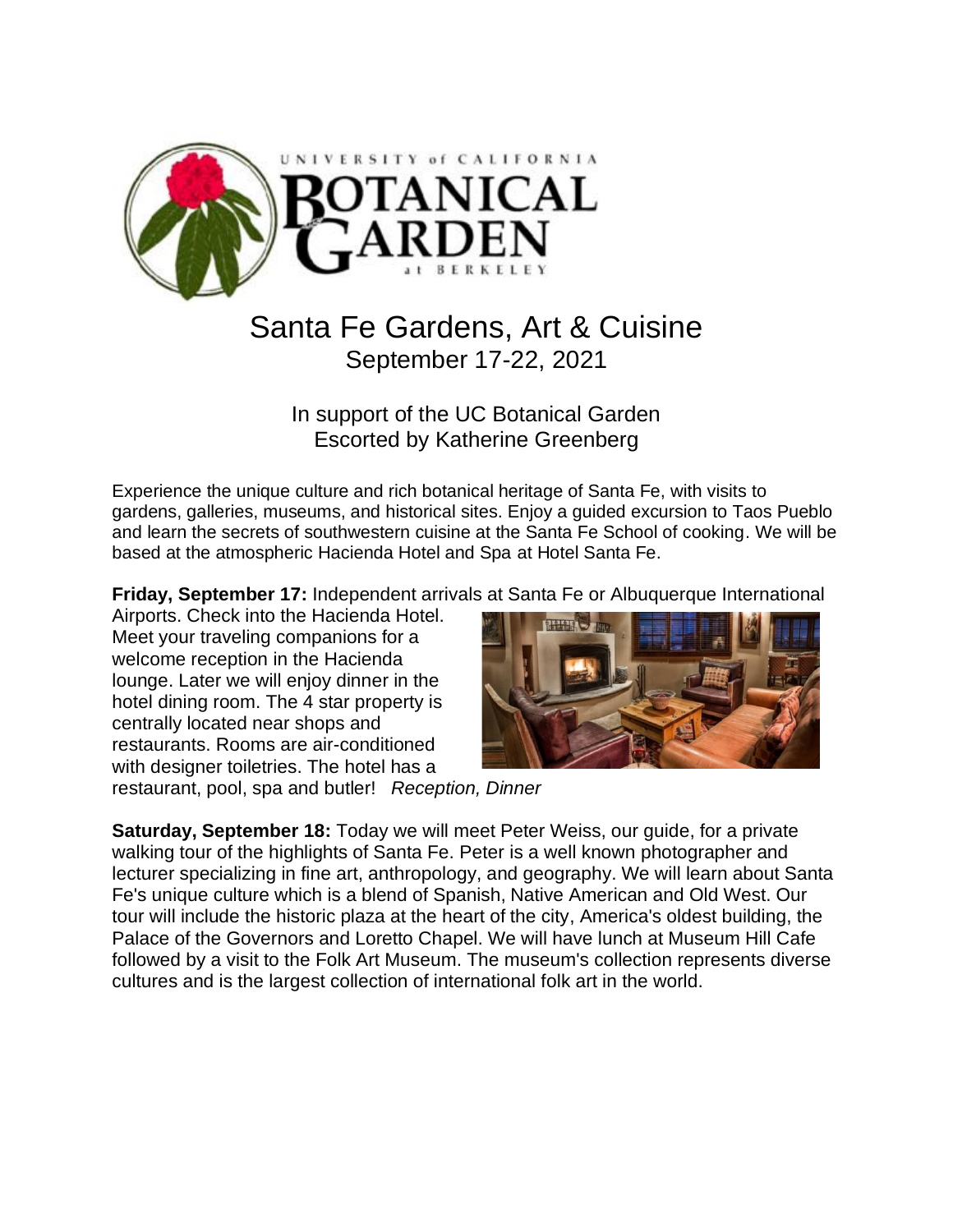UNIVERSITY of CALIFORNIA
BOTANICAL GARDEN
at BERKELEY

# Santa Fe Gardens, Art & Cuisine

## September 17-22, 2021

In support of the UC Botanical Garden
Escorted by Katherine Greenberg

Experience the unique culture and rich botanical heritage of Santa Fe, with visits to gardens, galleries, museums, and historical sites. Enjoy a guided excursion to Taos Pueblo and learn the secrets of southwestern cuisine at the Santa Fe School of cooking. We will be based at the atmospheric Hacienda Hotel and Spa at Hotel Santa Fe.

**Friday, September 17:** Independent arrivals at Santa Fe or Albuquerque International Airports. Check into the Hacienda Hotel. Meet your traveling companions for a welcome reception in the Hacienda lounge. Later we will enjoy dinner in the hotel dining room. The 4 star property is centrally located near shops and restaurants. Rooms are air-conditioned with designer toiletries. The hotel has a restaurant, pool, spa and butler! *Reception, Dinner*

**Saturday, September 18:** Today we will meet Peter Weiss, our guide, for a private walking tour of the highlights of Santa Fe. Peter is a well known photographer and lecturer specializing in fine art, anthropology, and geography. We will learn about Santa Fe's unique culture which is a blend of Spanish, Native American and Old West. Our tour will include the historic plaza at the heart of the city, America's oldest building, the Palace of the Governors and Loretto Chapel. We will have lunch at Museum Hill Cafe followed by a visit to the Folk Art Museum. The museum's collection represents diverse cultures and is the largest collection of international folk art in the world.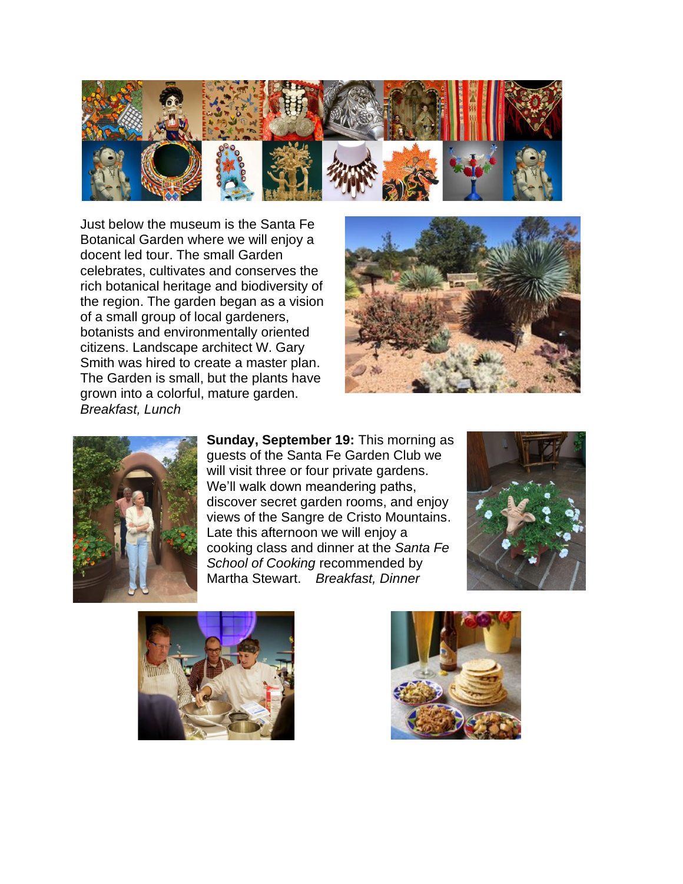Just below the museum is the Santa Fe Botanical Garden where we will enjoy a docent led tour. The small Garden celebrates, cultivates and conserves the rich botanical heritage and biodiversity of the region. The garden began as a vision of a small group of local gardeners, botanists and environmentally oriented citizens. Landscape architect W. Gary Smith was hired to create a master plan. The Garden is small, but the plants have grown into a colorful, mature garden. *Breakfast, Lunch*

**Sunday, September 19:** This morning as guests of the Santa Fe Garden Club we will visit three or four private gardens. We'll walk down meandering paths, discover secret garden rooms, and enjoy views of the Sangre de Cristo Mountains. Late this afternoon we will enjoy a cooking class and dinner at the *Santa Fe School of Cooking* recommended by Martha Stewart. *Breakfast, Dinner*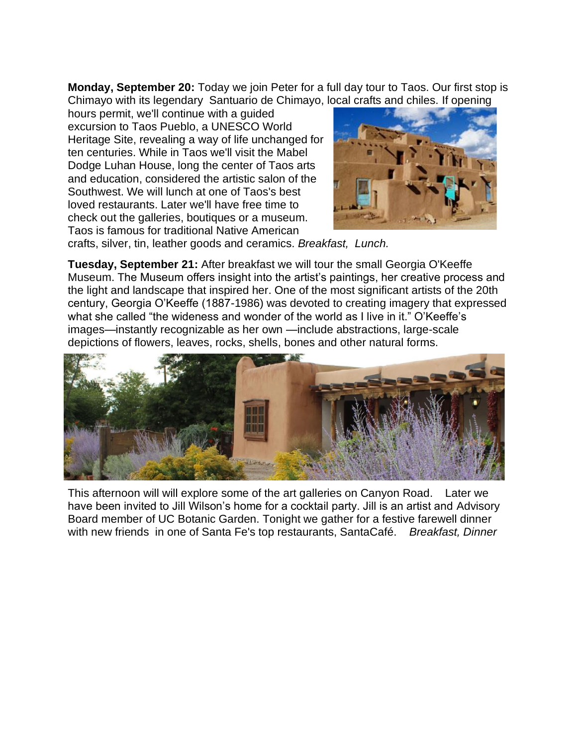**Monday, September 20:** Today we join Peter for a full day tour to Taos. Our first stop is Chimayo with its legendary Santuario de Chimayo, local crafts and chiles. If opening hours permit, we'll continue with a guided excursion to Taos Pueblo, a UNESCO World Heritage Site, revealing a way of life unchanged for ten centuries. While in Taos we'll visit the Mabel Dodge Luhan House, long the center of Taos arts and education, considered the artistic salon of the Southwest. We will lunch at one of Taos's best loved restaurants. Later we'll have free time to check out the galleries, boutiques or a museum. Taos is famous for traditional Native American crafts, silver, tin, leather goods and ceramics. *Breakfast, Lunch.*

**Tuesday, September 21:** After breakfast we will tour the small Georgia O'Keeffe Museum. The Museum offers insight into the artist's paintings, her creative process and the light and landscape that inspired her. One of the most significant artists of the 20th century, Georgia O'Keeffe (1887-1986) was devoted to creating imagery that expressed what she called "the wideness and wonder of the world as I live in it." O'Keeffe's images—instantly recognizable as her own —include abstractions, large-scale depictions of flowers, leaves, rocks, shells, bones and other natural forms.

This afternoon will will explore some of the art galleries on Canyon Road. Later we have been invited to Jill Wilson's home for a cocktail party. Jill is an artist and Advisory Board member of UC Botanic Garden. Tonight we gather for a festive farewell dinner with new friends in one of Santa Fe's top restaurants, SantaCafé. *Breakfast, Dinner*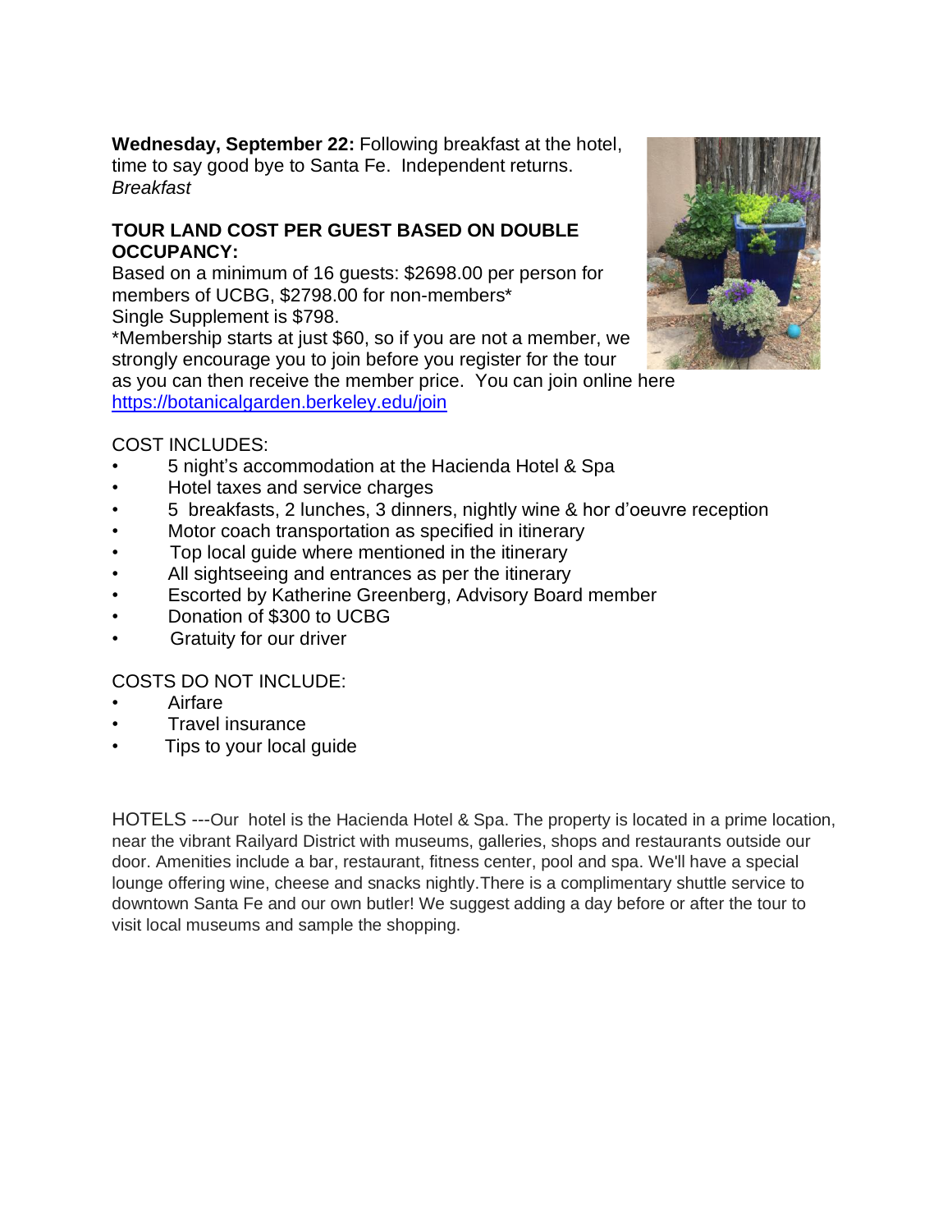**Wednesday, September 22:** Following breakfast at the hotel, time to say good bye to Santa Fe. Independent returns.
*Breakfast*

**TOUR LAND COST PER GUEST BASED ON DOUBLE OCCUPANCY:**

Based on a minimum of 16 guests: $2698.00 per person for members of UCBG, $2798.00 for non-members*
Single Supplement is $798.
*Membership starts at just $60, so if you are not a member, we strongly encourage you to join before you register for the tour as you can then receive the member price. You can join online here [https://botanicalgarden.berkeley.edu/join](https://botanicalgarden.berkeley.edu/join)

COST INCLUDES:

- 5 night's accommodation at the Hacienda Hotel & Spa
- Hotel taxes and service charges
- 5 breakfasts, 2 lunches, 3 dinners, nightly wine & hor d'oeuvre reception
- Motor coach transportation as specified in itinerary
- Top local guide where mentioned in the itinerary
- All sightseeing and entrances as per the itinerary
- Escorted by Katherine Greenberg, Advisory Board member
- Donation of $300 to UCBG
- Gratuity for our driver

COSTS DO NOT INCLUDE:

- Airfare
- Travel insurance
- Tips to your local guide

HOTELS ---Our hotel is the Hacienda Hotel & Spa. The property is located in a prime location, near the vibrant Railyard District with museums, galleries, shops and restaurants outside our door. Amenities include a bar, restaurant, fitness center, pool and spa. We'll have a special lounge offering wine, cheese and snacks nightly.There is a complimentary shuttle service to downtown Santa Fe and our own butler! We suggest adding a day before or after the tour to visit local museums and sample the shopping.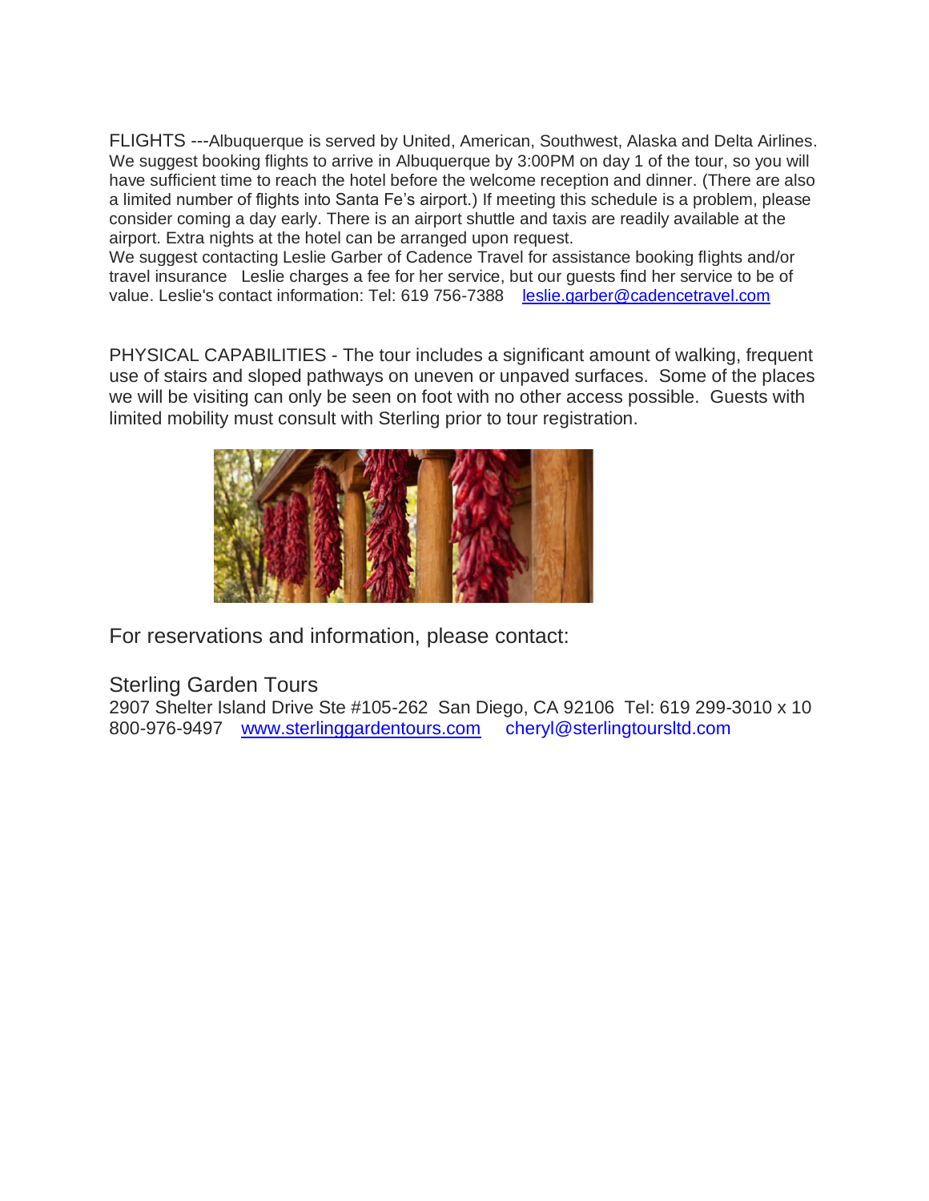FLIGHTS ---Albuquerque is served by United, American, Southwest, Alaska and Delta Airlines. We suggest booking flights to arrive in Albuquerque by 3:00PM on day 1 of the tour, so you will have sufficient time to reach the hotel before the welcome reception and dinner. (There are also a limited number of flights into Santa Fe's airport.) If meeting this schedule is a problem, please consider coming a day early. There is an airport shuttle and taxis are readily available at the airport. Extra nights at the hotel can be arranged upon request.
We suggest contacting Leslie Garber of Cadence Travel for assistance booking flights and/or travel insurance Leslie charges a fee for her service, but our guests find her service to be of value. Leslie's contact information: Tel: 619 756-7388 leslie.garber@cadencetravel.com

PHYSICAL CAPABILITIES - The tour includes a significant amount of walking, frequent use of stairs and sloped pathways on uneven or unpaved surfaces. Some of the places we will be visiting can only be seen on foot with no other access possible. Guests with limited mobility must consult with Sterling prior to tour registration.

For reservations and information, please contact:

Sterling Garden Tours
2907 Shelter Island Drive Ste #105-262 San Diego, CA 92106 Tel: 619 299-3010 x 10
800-976-9497 www.sterlinggardentours.com cheryl@sterlingtoursltd.com